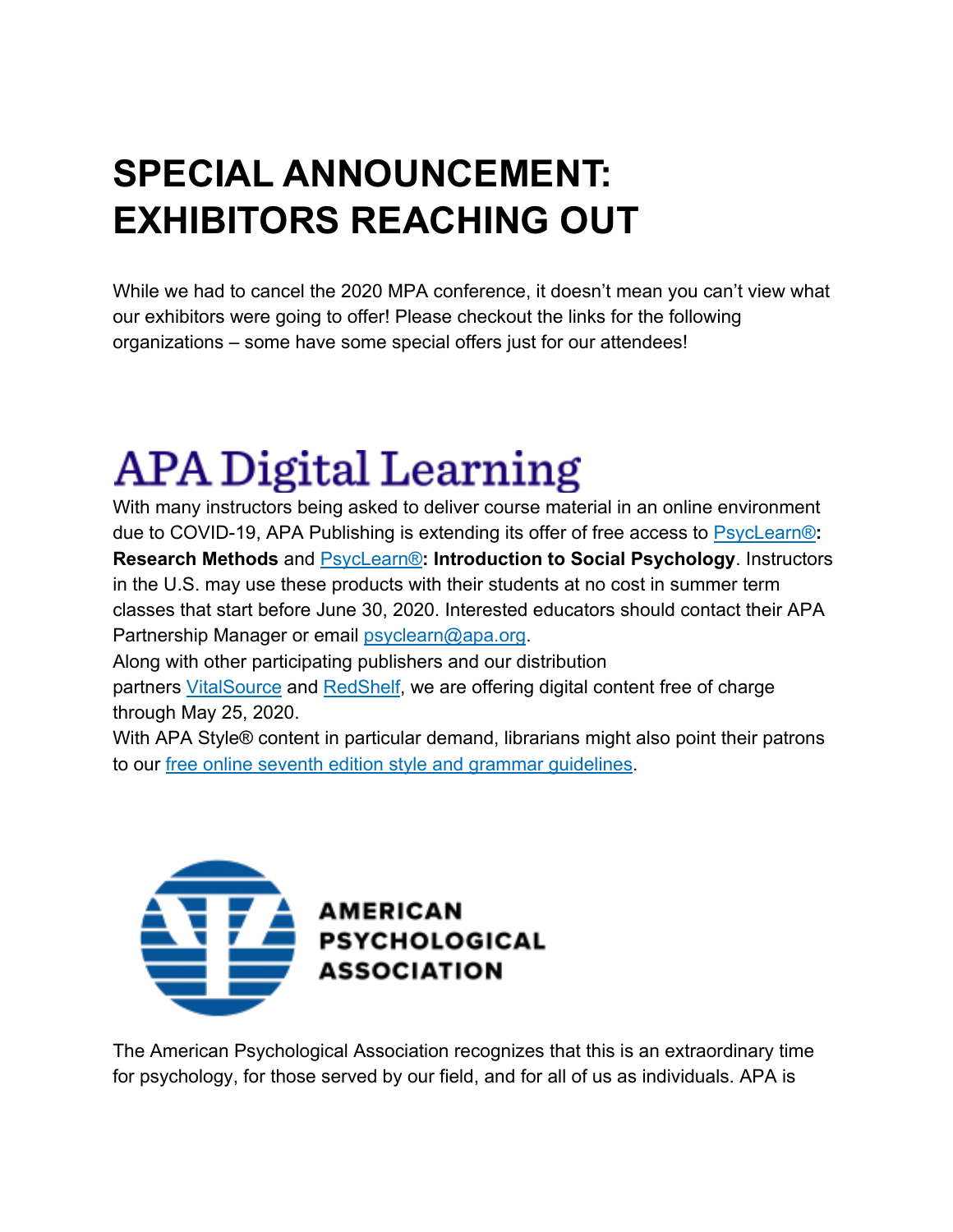# SPECIAL ANNOUNCEMENT: EXHIBITORS REACHING OUT

While we had to cancel the 2020 MPA conference, it doesn't mean you can't view what our exhibitors were going to offer! Please checkout the links for the following organizations – some have some special offers just for our attendees!

## APA Digital Learning

With many instructors being asked to deliver course material in an online environment due to COVID-19, APA Publishing is extending its offer of free access to PsycLearn®**: Research Methods** and PsycLearn®**: Introduction to Social Psychology**. Instructors in the U.S. may use these products with their students at no cost in summer term classes that start before June 30, 2020. Interested educators should contact their APA Partnership Manager or email psyclearn@apa.org.

Along with other participating publishers and our distribution partners VitalSource and RedShelf, we are offering digital content free of charge through May 25, 2020.

With APA Style® content in particular demand, librarians might also point their patrons to our free online seventh edition style and grammar guidelines.

## AMERICAN PSYCHOLOGICAL ASSOCIATION

The American Psychological Association recognizes that this is an extraordinary time for psychology, for those served by our field, and for all of us as individuals. APA is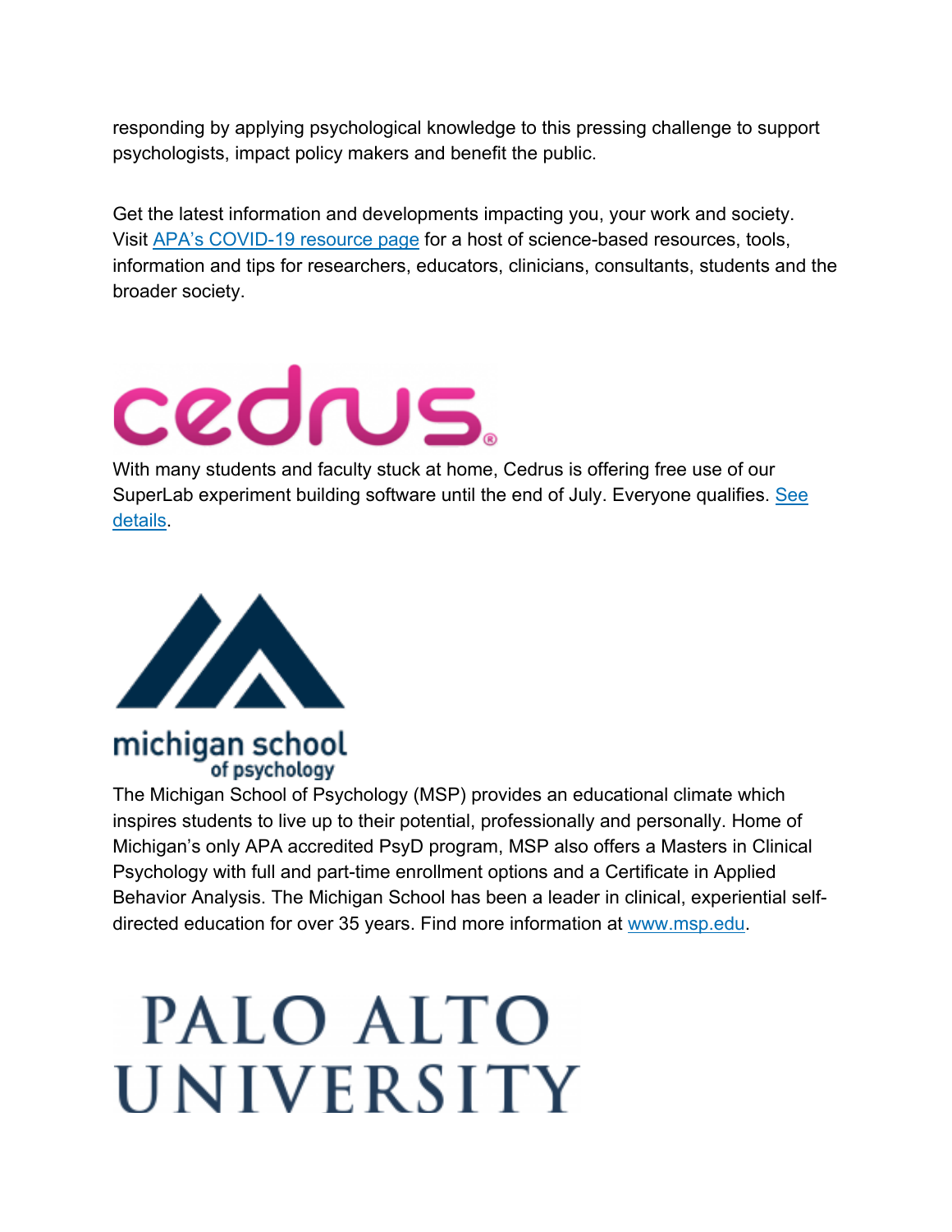responding by applying psychological knowledge to this pressing challenge to support psychologists, impact policy makers and benefit the public.

Get the latest information and developments impacting you, your work and society. Visit [APA's COVID-19 resource page] for a host of science-based resources, tools, information and tips for researchers, educators, clinicians, consultants, students and the broader society.

cedrus®

With many students and faculty stuck at home, Cedrus is offering free use of our SuperLab experiment building software until the end of July. Everyone qualifies. [See details].

michigan school of psychology

The Michigan School of Psychology (MSP) provides an educational climate which inspires students to live up to their potential, professionally and personally. Home of Michigan's only APA accredited PsyD program, MSP also offers a Masters in Clinical Psychology with full and part-time enrollment options and a Certificate in Applied Behavior Analysis. The Michigan School has been a leader in clinical, experiential self-directed education for over 35 years. Find more information at www.msp.edu.

PALO ALTO UNIVERSITY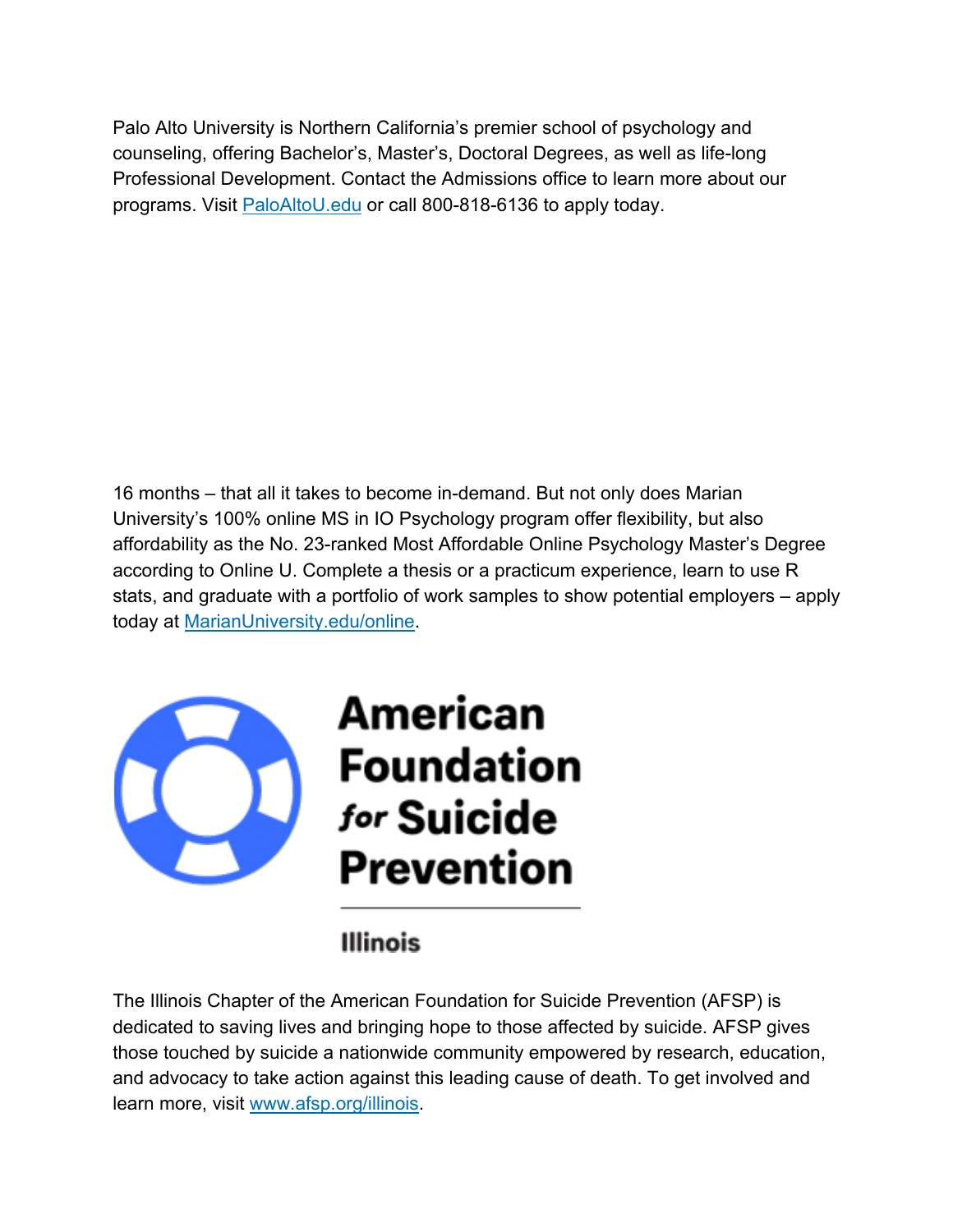Palo Alto University is Northern California's premier school of psychology and counseling, offering Bachelor's, Master's, Doctoral Degrees, as well as life-long Professional Development. Contact the Admissions office to learn more about our programs. Visit [PaloAltoU.edu](https://PaloAltoU.edu) or call 800-818-6136 to apply today.

16 months – that all it takes to become in-demand. But not only does Marian University's 100% online MS in IO Psychology program offer flexibility, but also affordability as the No. 23-ranked Most Affordable Online Psychology Master's Degree according to Online U. Complete a thesis or a practicum experience, learn to use R stats, and graduate with a portfolio of work samples to show potential employers – apply today at [MarianUniversity.edu/online](https://MarianUniversity.edu/online).

**American Foundation *for* Suicide Prevention**

**Illinois**

The Illinois Chapter of the American Foundation for Suicide Prevention (AFSP) is dedicated to saving lives and bringing hope to those affected by suicide. AFSP gives those touched by suicide a nationwide community empowered by research, education, and advocacy to take action against this leading cause of death. To get involved and learn more, visit [www.afsp.org/illinois](http://www.afsp.org/illinois).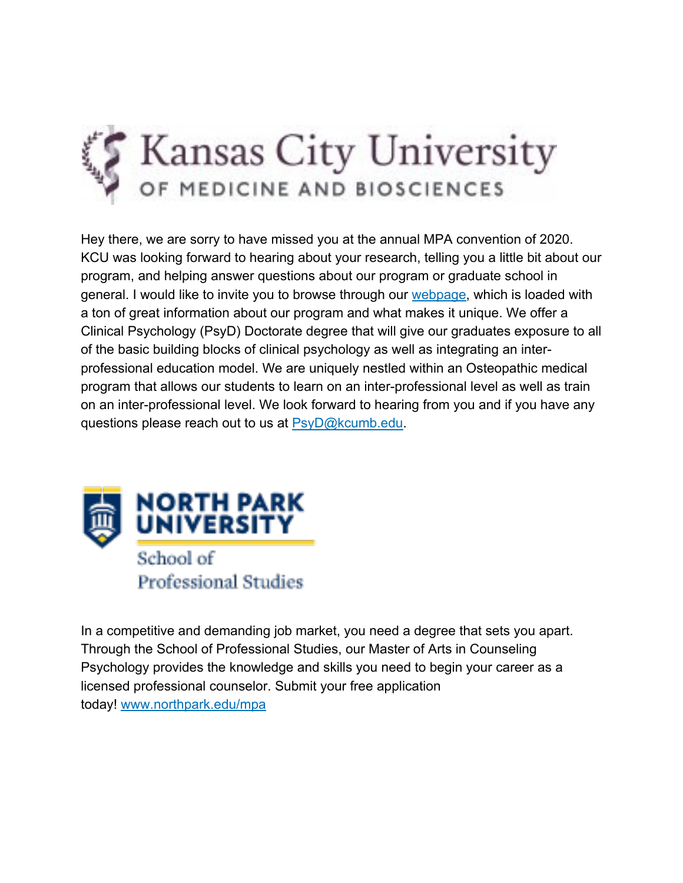## Kansas City University OF MEDICINE AND BIOSCIENCES

Hey there, we are sorry to have missed you at the annual MPA convention of 2020. KCU was looking forward to hearing about your research, telling you a little bit about our program, and helping answer questions about our program or graduate school in general. I would like to invite you to browse through our webpage, which is loaded with a ton of great information about our program and what makes it unique. We offer a Clinical Psychology (PsyD) Doctorate degree that will give our graduates exposure to all of the basic building blocks of clinical psychology as well as integrating an inter-professional education model. We are uniquely nestled within an Osteopathic medical program that allows our students to learn on an inter-professional level as well as train on an inter-professional level. We look forward to hearing from you and if you have any questions please reach out to us at PsyD@kcumb.edu.

## NORTH PARK UNIVERSITY School of Professional Studies

In a competitive and demanding job market, you need a degree that sets you apart. Through the School of Professional Studies, our Master of Arts in Counseling Psychology provides the knowledge and skills you need to begin your career as a licensed professional counselor. Submit your free application today! www.northpark.edu/mpa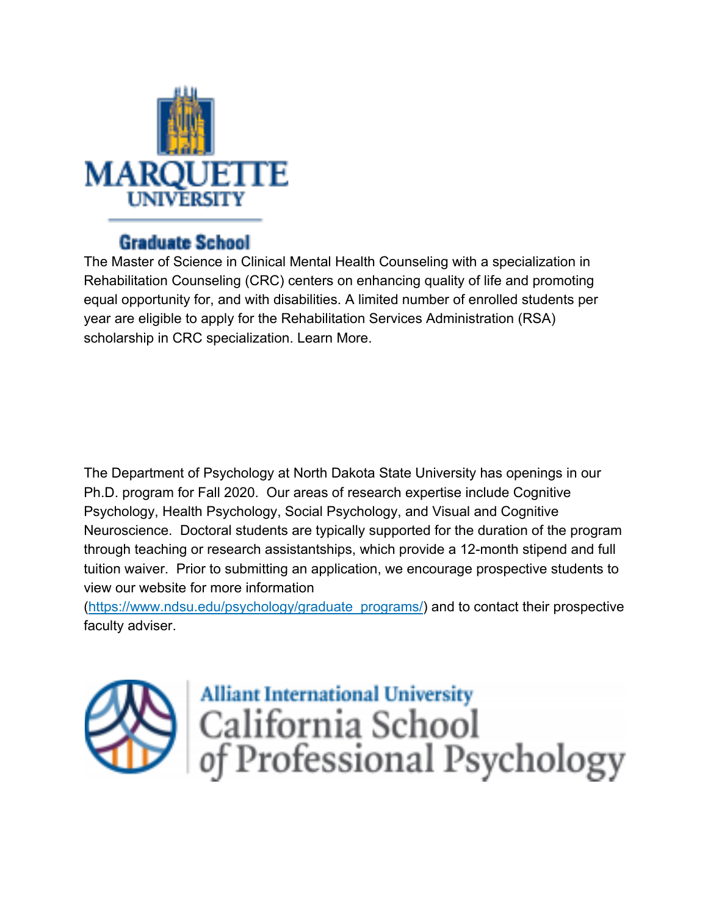MARQUETTE UNIVERSITY

Graduate School

The Master of Science in Clinical Mental Health Counseling with a specialization in Rehabilitation Counseling (CRC) centers on enhancing quality of life and promoting equal opportunity for, and with disabilities. A limited number of enrolled students per year are eligible to apply for the Rehabilitation Services Administration (RSA) scholarship in CRC specialization. Learn More.

The Department of Psychology at North Dakota State University has openings in our Ph.D. program for Fall 2020. Our areas of research expertise include Cognitive Psychology, Health Psychology, Social Psychology, and Visual and Cognitive Neuroscience. Doctoral students are typically supported for the duration of the program through teaching or research assistantships, which provide a 12-month stipend and full tuition waiver. Prior to submitting an application, we encourage prospective students to view our website for more information (https://www.ndsu.edu/psychology/graduate_programs/) and to contact their prospective faculty adviser.

Alliant International University
California School of Professional Psychology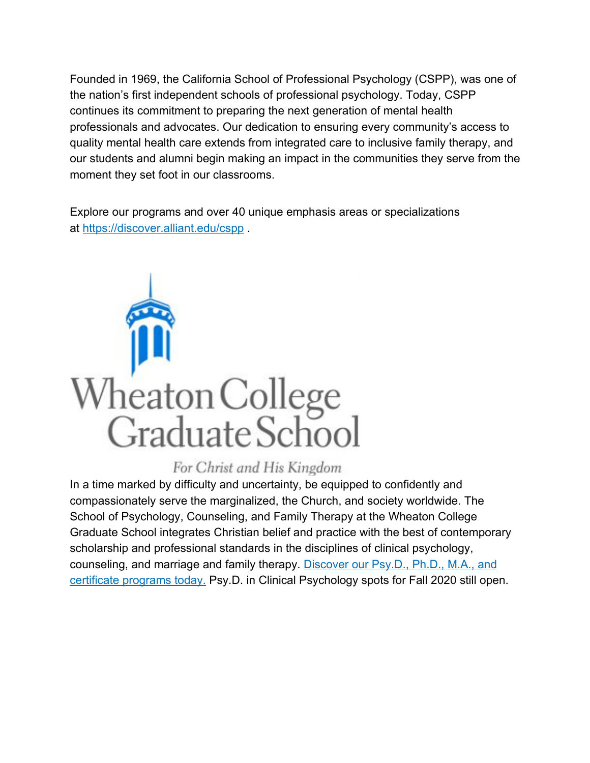Founded in 1969, the California School of Professional Psychology (CSPP), was one of the nation's first independent schools of professional psychology. Today, CSPP continues its commitment to preparing the next generation of mental health professionals and advocates. Our dedication to ensuring every community's access to quality mental health care extends from integrated care to inclusive family therapy, and our students and alumni begin making an impact in the communities they serve from the moment they set foot in our classrooms.

Explore our programs and over 40 unique emphasis areas or specializations at [https://discover.alliant.edu/cspp](https://discover.alliant.edu/cspp) .

Wheaton College Graduate School

*For Christ and His Kingdom*

In a time marked by difficulty and uncertainty, be equipped to confidently and compassionately serve the marginalized, the Church, and society worldwide. The School of Psychology, Counseling, and Family Therapy at the Wheaton College Graduate School integrates Christian belief and practice with the best of contemporary scholarship and professional standards in the disciplines of clinical psychology, counseling, and marriage and family therapy. Discover our Psy.D., Ph.D., M.A., and certificate programs today. Psy.D. in Clinical Psychology spots for Fall 2020 still open.